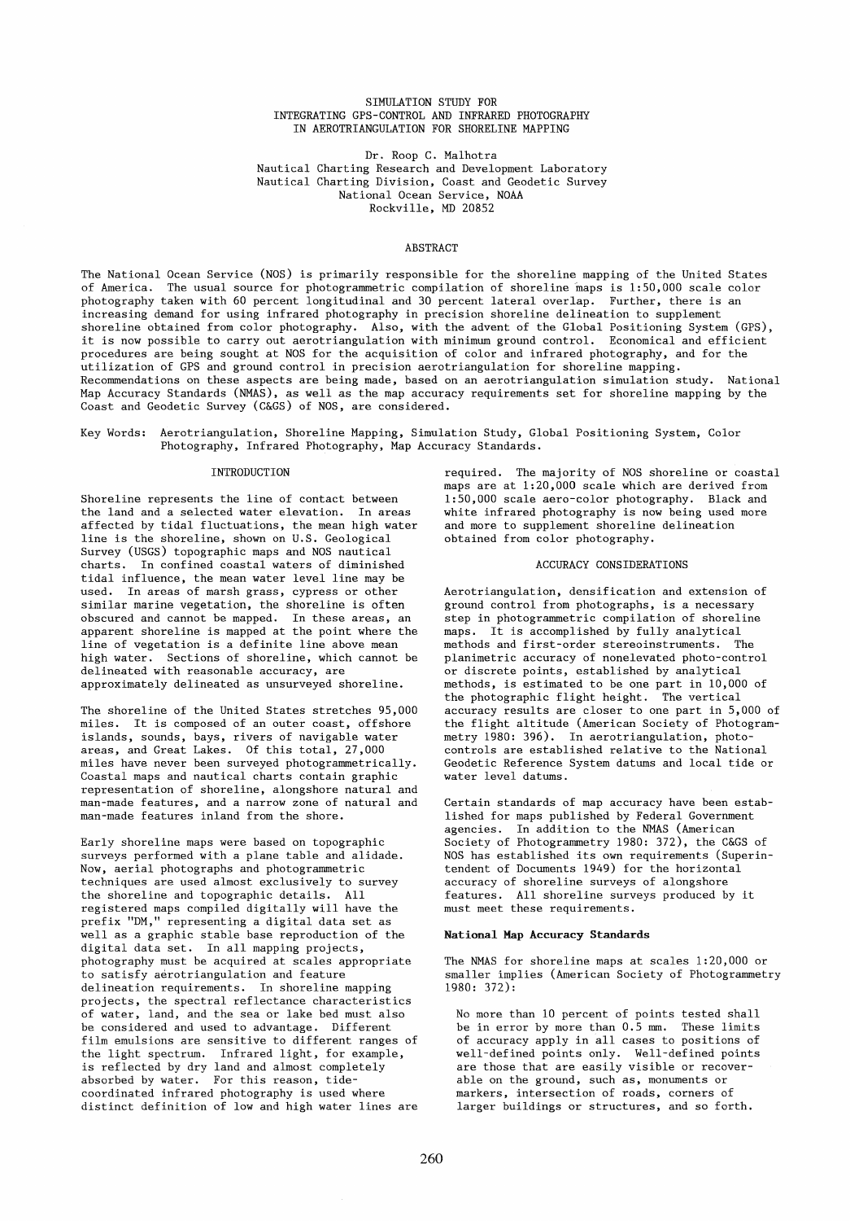# SIMULATION STUDY FOR INTEGRATING GPS-CONTROL AND INFRARED PHOTOGRAPHY IN AEROTRIANGULATION FOR SHORELINE MAPPING

Dr. Roop C. Malhotra
Nautical Charting Research and Development Laboratory
Nautical Charting Division, Coast and Geodetic Survey
National Ocean Service, NOAA
Rockville, MD 20852

## ABSTRACT

The National Ocean Service (NOS) is primarily responsible for the shoreline mapping of the United States of America. The usual source for photogrammetric compilation of shoreline maps is 1:50,000 scale color photography taken with 60 percent longitudinal and 30 percent lateral overlap. Further, there is an increasing demand for using infrared photography in precision shoreline delineation to supplement shoreline obtained from color photography. Also, with the advent of the Global Positioning System (GPS), it is now possible to carry out aerotriangulation with minimum ground control. Economical and efficient procedures are being sought at NOS for the acquisition of color and infrared photography, and for the utilization of GPS and ground control in precision aerotriangulation for shoreline mapping. Recommendations on these aspects are being made, based on an aerotriangulation simulation study. National Map Accuracy Standards (NMAS), as well as the map accuracy requirements set for shoreline mapping by the Coast and Geodetic Survey (C&GS) of NOS, are considered.

Key Words: Aerotriangulation, Shoreline Mapping, Simulation Study, Global Positioning System, Color Photography, Infrared Photography, Map Accuracy Standards.

## INTRODUCTION

Shoreline represents the line of contact between the land and a selected water elevation. In areas affected by tidal fluctuations, the mean high water line is the shoreline, shown on U.S. Geological Survey (USGS) topographic maps and NOS nautical charts. In confined coastal waters of diminished tidal influence, the mean water level line may be used. In areas of marsh grass, cypress or other similar marine vegetation, the shoreline is often obscured and cannot be mapped. In these areas, an apparent shoreline is mapped at the point where the line of vegetation is a definite line above mean high water. Sections of shoreline, which cannot be delineated with reasonable accuracy, are approximately delineated as unsurveyed shoreline.

The shoreline of the United States stretches 95,000 miles. It is composed of an outer coast, offshore islands, sounds, bays, rivers of navigable water areas, and Great Lakes. Of this total, 27,000 miles have never been surveyed photogrammetrically. Coastal maps and nautical charts contain graphic representation of shoreline, alongshore natural and man-made features, and a narrow zone of natural and man-made features inland from the shore.

Early shoreline maps were based on topographic surveys performed with a plane table and alidade. Now, aerial photographs and photogrammetric techniques are used almost exclusively to survey the shoreline and topographic details. All registered maps compiled digitally will have the prefix "DM," representing a digital data set as well as a graphic stable base reproduction of the digital data set. In all mapping projects, photography must be acquired at scales appropriate to satisfy aërotriangulation and feature delineation requirements. In shoreline mapping projects, the spectral reflectance characteristics of water, land, and the sea or lake bed must also be considered and used to advantage. Different film emulsions are sensitive to different ranges of the light spectrum. Infrared light, for example, is reflected by dry land and almost completely absorbed by water. For this reason, tide-coordinated infrared photography is used where distinct definition of low and high water lines are required. The majority of NOS shoreline or coastal maps are at 1:20,000 scale which are derived from 1:50,000 scale aero-color photography. Black and white infrared photography is now being used more and more to supplement shoreline delineation obtained from color photography.

## ACCURACY CONSIDERATIONS

Aerotriangulation, densification and extension of ground control from photographs, is a necessary step in photogrammetric compilation of shoreline maps. It is accomplished by fully analytical methods and first-order stereoinstruments. The planimetric accuracy of nonelevated photo-control or discrete points, established by analytical methods, is estimated to be one part in 10,000 of the photographic flight height. The vertical accuracy results are closer to one part in 5,000 of the flight altitude (American Society of Photogrammetry 1980: 396). In aerotriangulation, photo-controls are established relative to the National Geodetic Reference System datums and local tide or water level datums.

Certain standards of map accuracy have been established for maps published by Federal Government agencies. In addition to the NMAS (American Society of Photogrammetry 1980: 372), the C&GS of NOS has established its own requirements (Superintendent of Documents 1949) for the horizontal accuracy of shoreline surveys of alongshore features. All shoreline surveys produced by it must meet these requirements.

### National Map Accuracy Standards

The NMAS for shoreline maps at scales 1:20,000 or smaller implies (American Society of Photogrammetry 1980: 372):

> No more than 10 percent of points tested shall be in error by more than 0.5 mm. These limits of accuracy apply in all cases to positions of well-defined points only. Well-defined points are those that are easily visible or recoverable on the ground, such as, monuments or markers, intersection of roads, corners of larger buildings or structures, and so forth.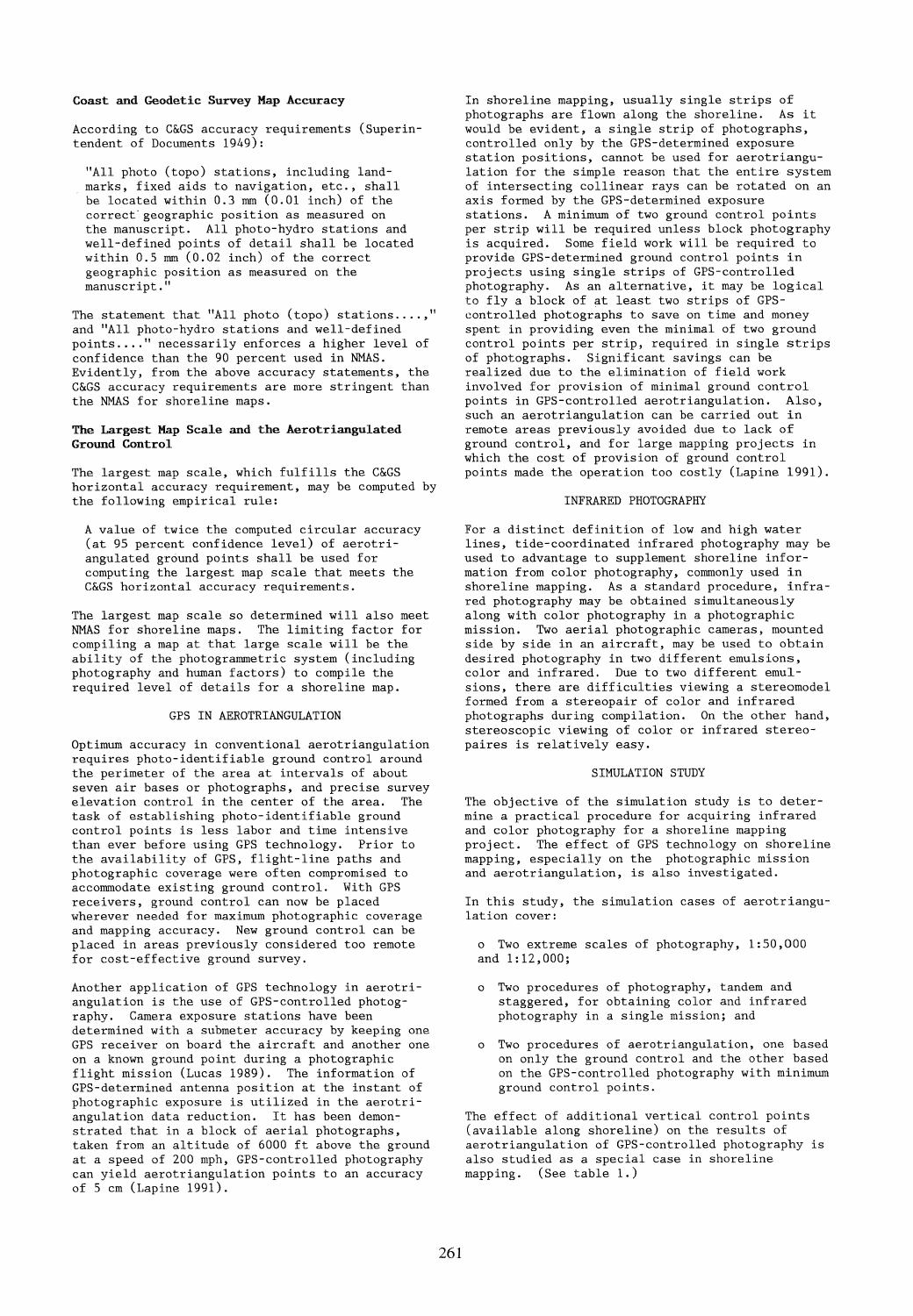### Coast and Geodetic Survey Map Accuracy

According to C&GS accuracy requirements (Superintendent of Documents 1949):

> "All photo (topo) stations, including landmarks, fixed aids to navigation, etc., shall be located within 0.3 mm (0.01 inch) of the correct geographic position as measured on the manuscript. All photo-hydro stations and well-defined points of detail shall be located within 0.5 mm (0.02 inch) of the correct geographic position as measured on the manuscript."

The statement that "All photo (topo) stations....," and "All photo-hydro stations and well-defined points...." necessarily enforces a higher level of confidence than the 90 percent used in NMAS. Evidently, from the above accuracy statements, the C&GS accuracy requirements are more stringent than the NMAS for shoreline maps.

### The Largest Map Scale and the Aerotriangulated Ground Control

The largest map scale, which fulfills the C&GS horizontal accuracy requirement, may be computed by the following empirical rule:

> A value of twice the computed circular accuracy (at 95 percent confidence level) of aerotriangulated ground points shall be used for computing the largest map scale that meets the C&GS horizontal accuracy requirements.

The largest map scale so determined will also meet NMAS for shoreline maps. The limiting factor for compiling a map at that large scale will be the ability of the photogrammetric system (including photography and human factors) to compile the required level of details for a shoreline map.

## GPS IN AEROTRIANGULATION

Optimum accuracy in conventional aerotriangulation requires photo-identifiable ground control around the perimeter of the area at intervals of about seven air bases or photographs, and precise survey elevation control in the center of the area. The task of establishing photo-identifiable ground control points is less labor and time intensive than ever before using GPS technology. Prior to the availability of GPS, flight-line paths and photographic coverage were often compromised to accommodate existing ground control. With GPS receivers, ground control can now be placed wherever needed for maximum photographic coverage and mapping accuracy. New ground control can be placed in areas previously considered too remote for cost-effective ground survey.

Another application of GPS technology in aerotriangulation is the use of GPS-controlled photography. Camera exposure stations have been determined with a submeter accuracy by keeping one GPS receiver on board the aircraft and another one on a known ground point during a photographic flight mission (Lucas 1989). The information of GPS-determined antenna position at the instant of photographic exposure is utilized in the aerotriangulation data reduction. It has been demonstrated that in a block of aerial photographs, taken from an altitude of 6000 ft above the ground at a speed of 200 mph, GPS-controlled photography can yield aerotriangulation points to an accuracy of 5 cm (Lapine 1991).

In shoreline mapping, usually single strips of photographs are flown along the shoreline. As it would be evident, a single strip of photographs, controlled only by the GPS-determined exposure station positions, cannot be used for aerotriangulation for the simple reason that the entire system of intersecting collinear rays can be rotated on an axis formed by the GPS-determined exposure stations. A minimum of two ground control points per strip will be required unless block photography is acquired. Some field work will be required to provide GPS-determined ground control points in projects using single strips of GPS-controlled photography. As an alternative, it may be logical to fly a block of at least two strips of GPS-controlled photographs to save on time and money spent in providing even the minimal of two ground control points per strip, required in single strips of photographs. Significant savings can be realized due to the elimination of field work involved for provision of minimal ground control points in GPS-controlled aerotriangulation. Also, such an aerotriangulation can be carried out in remote areas previously avoided due to lack of ground control, and for large mapping projects in which the cost of provision of ground control points made the operation too costly (Lapine 1991).

## INFRARED PHOTOGRAPHY

For a distinct definition of low and high water lines, tide-coordinated infrared photography may be used to advantage to supplement shoreline information from color photography, commonly used in shoreline mapping. As a standard procedure, infrared photography may be obtained simultaneously along with color photography in a photographic mission. Two aerial photographic cameras, mounted side by side in an aircraft, may be used to obtain desired photography in two different emulsions, color and infrared. Due to two different emulsions, there are difficulties viewing a stereomodel formed from a stereopair of color and infrared photographs during compilation. On the other hand, stereoscopic viewing of color or infrared stereopaires is relatively easy.

## SIMULATION STUDY

The objective of the simulation study is to determine a practical procedure for acquiring infrared and color photography for a shoreline mapping project. The effect of GPS technology on shoreline mapping, especially on the photographic mission and aerotriangulation, is also investigated.

In this study, the simulation cases of aerotriangulation cover:

- Two extreme scales of photography, 1:50,000 and 1:12,000;
- Two procedures of photography, tandem and staggered, for obtaining color and infrared photography in a single mission; and
- Two procedures of aerotriangulation, one based on only the ground control and the other based on the GPS-controlled photography with minimum ground control points.

The effect of additional vertical control points (available along shoreline) on the results of aerotriangulation of GPS-controlled photography is also studied as a special case in shoreline mapping. (See table 1.)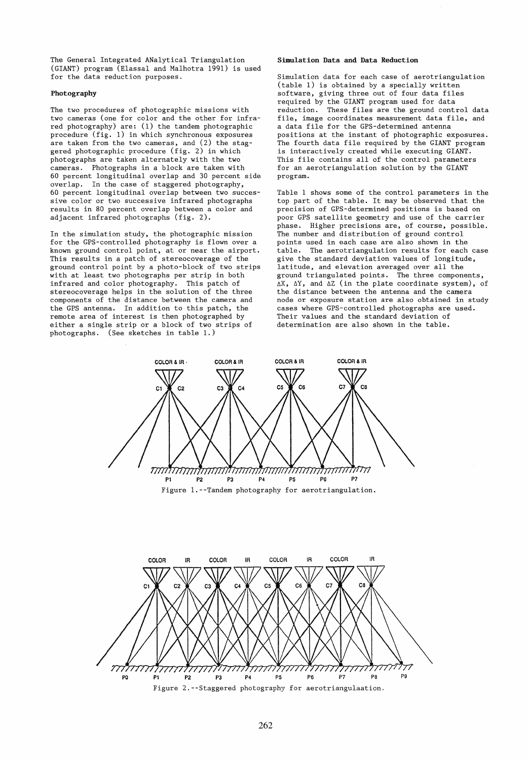The General Integrated ANalytical Triangulation (GIANT) program (Elassal and Malhotra 1991) is used for the data reduction purposes.

**Photography**

The two procedures of photographic missions with two cameras (one for color and the other for infrared photography) are: (1) the tandem photographic procedure (fig. 1) in which synchronous exposures are taken from the two cameras, and (2) the staggered photographic procedure (fig. 2) in which photographs are taken alternately with the two cameras. Photographs in a block are taken with 60 percent longitudinal overlap and 30 percent side overlap. In the case of staggered photography, 60 percent longitudinal overlap between two successive color or two successive infrared photographs results in 80 percent overlap between a color and adjacent infrared photographs (fig. 2).

In the simulation study, the photographic mission for the GPS-controlled photography is flown over a known ground control point, at or near the airport. This results in a patch of stereocoverage of the ground control point by a photo-block of two strips with at least two photographs per strip in both infrared and color photography. This patch of stereocoverage helps in the solution of the three components of the distance between the camera and the GPS antenna. In addition to this patch, the remote area of interest is then photographed by either a single strip or a block of two strips of photographs. (See sketches in table 1.)

**Simulation Data and Data Reduction**

Simulation data for each case of aerotriangulation (table 1) is obtained by a specially written software, giving three out of four data files required by the GIANT program used for data reduction. These files are the ground control data file, image coordinates measurement data file, and a data file for the GPS-determined antenna positions at the instant of photographic exposures. The fourth data file required by the GIANT program is interactively created while executing GIANT. This file contains all of the control parameters for an aerotriangulation solution by the GIANT program.

Table 1 shows some of the control parameters in the top part of the table. It may be observed that the precision of GPS-determined positions is based on poor GPS satellite geometry and use of the carrier phase. Higher precisions are, of course, possible. The number and distribution of ground control points used in each case are also shown in the table. The aerotriangulation results for each case give the standard deviation values of longitude, latitude, and elevation averaged over all the ground triangulated points. The three components, $\Delta X$, $\Delta Y$, and $\Delta Z$ (in the plate coordinate system), of the distance between the antenna and the camera node or exposure station are also obtained in study cases where GPS-controlled photographs are used. Their values and the standard deviation of determination are also shown in the table.

Figure 1.--Tandem photography for aerotriangulation.

Figure 2.--Staggered photography for aerotriangulaation.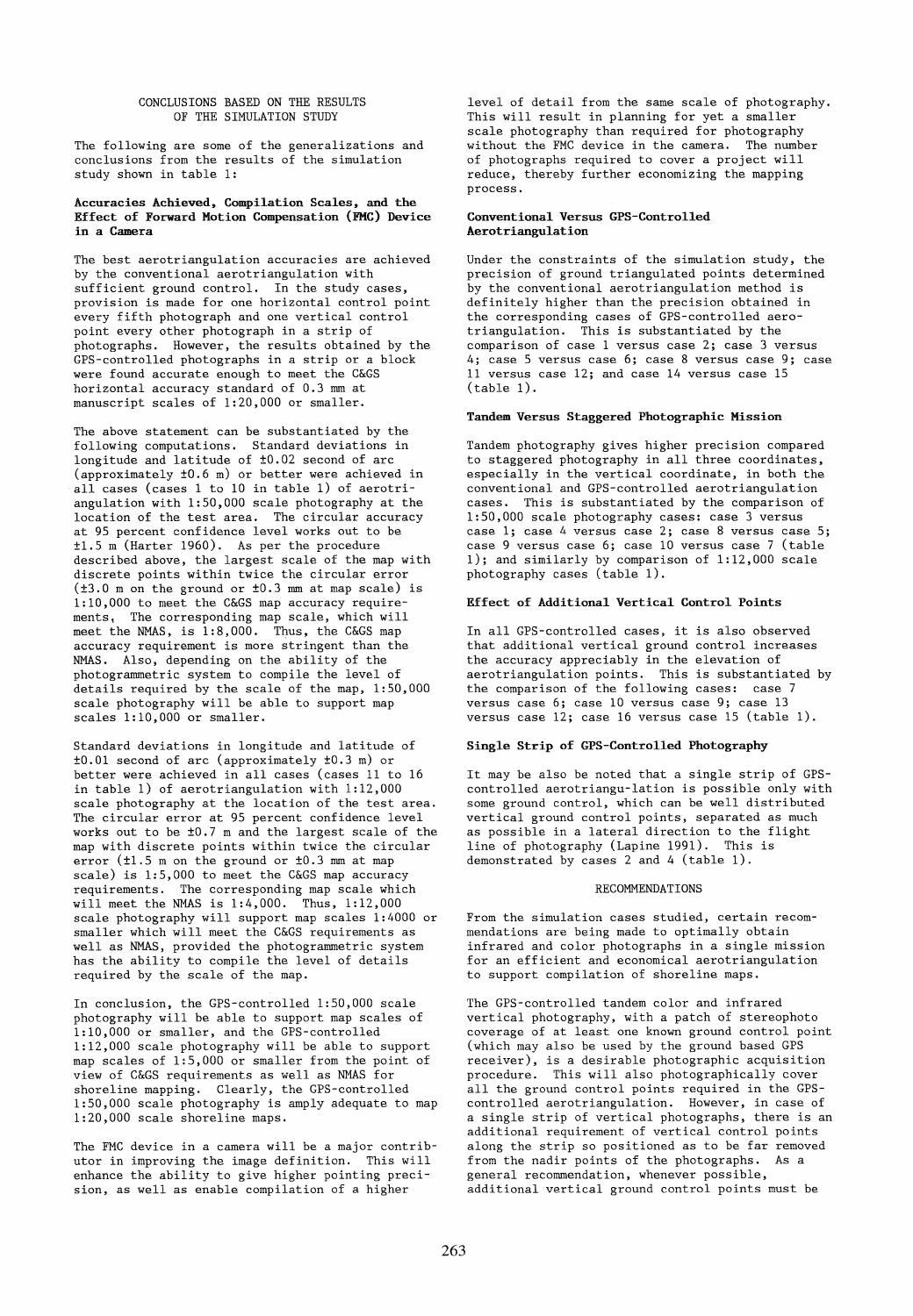## CONCLUSIONS BASED ON THE RESULTS OF THE SIMULATION STUDY

The following are some of the generalizations and conclusions from the results of the simulation study shown in table 1:

### Accuracies Achieved, Compilation Scales, and the Effect of Forward Motion Compensation (FMC) Device in a Camera

The best aerotriangulation accuracies are achieved by the conventional aerotriangulation with sufficient ground control. In the study cases, provision is made for one horizontal control point every fifth photograph and one vertical control point every other photograph in a strip of photographs. However, the results obtained by the GPS-controlled photographs in a strip or a block were found accurate enough to meet the C&GS horizontal accuracy standard of 0.3 mm at manuscript scales of 1:20,000 or smaller.

The above statement can be substantiated by the following computations. Standard deviations in longitude and latitude of ±0.02 second of arc (approximately ±0.6 m) or better were achieved in all cases (cases 1 to 10 in table 1) of aerotriangulation with 1:50,000 scale photography at the location of the test area. The circular accuracy at 95 percent confidence level works out to be ±1.5 m (Harter 1960). As per the procedure described above, the largest scale of the map with discrete points within twice the circular error (±3.0 m on the ground or ±0.3 mm at map scale) is 1:10,000 to meet the C&GS map accuracy requirements. The corresponding map scale, which will meet the NMAS, is 1:8,000. Thus, the C&GS map accuracy requirement is more stringent than the NMAS. Also, depending on the ability of the photogrammetric system to compile the level of details required by the scale of the map, 1:50,000 scale photography will be able to support map scales 1:10,000 or smaller.

Standard deviations in longitude and latitude of ±0.01 second of arc (approximately ±0.3 m) or better were achieved in all cases (cases 11 to 16 in table 1) of aerotriangulation with 1:12,000 scale photography at the location of the test area. The circular error at 95 percent confidence level works out to be ±0.7 m and the largest scale of the map with discrete points within twice the circular error (±1.5 m on the ground or ±0.3 mm at map scale) is 1:5,000 to meet the C&GS map accuracy requirements. The corresponding map scale which will meet the NMAS is 1:4,000. Thus, 1:12,000 scale photography will support map scales 1:4000 or smaller which will meet the C&GS requirements as well as NMAS, provided the photogrammetric system has the ability to compile the level of details required by the scale of the map.

In conclusion, the GPS-controlled 1:50,000 scale photography will be able to support map scales of 1:10,000 or smaller, and the GPS-controlled 1:12,000 scale photography will be able to support map scales of 1:5,000 or smaller from the point of view of C&GS requirements as well as NMAS for shoreline mapping. Clearly, the GPS-controlled 1:50,000 scale photography is amply adequate to map 1:20,000 scale shoreline maps.

The FMC device in a camera will be a major contributor in improving the image definition. This will enhance the ability to give higher pointing precision, as well as enable compilation of a higher level of detail from the same scale of photography. This will result in planning for yet a smaller scale photography than required for photography without the FMC device in the camera. The number of photographs required to cover a project will reduce, thereby further economizing the mapping process.

### Conventional Versus GPS-Controlled Aerotriangulation

Under the constraints of the simulation study, the precision of ground triangulated points determined by the conventional aerotriangulation method is definitely higher than the precision obtained in the corresponding cases of GPS-controlled aerotriangulation. This is substantiated by the comparison of case 1 versus case 2; case 3 versus 4; case 5 versus case 6; case 8 versus case 9; case 11 versus case 12; and case 14 versus case 15 (table 1).

### Tandem Versus Staggered Photographic Mission

Tandem photography gives higher precision compared to staggered photography in all three coordinates, especially in the vertical coordinate, in both the conventional and GPS-controlled aerotriangulation cases. This is substantiated by the comparison of 1:50,000 scale photography cases: case 3 versus case 1; case 4 versus case 2; case 8 versus case 5; case 9 versus case 6; case 10 versus case 7 (table 1); and similarly by comparison of 1:12,000 scale photography cases (table 1).

### Effect of Additional Vertical Control Points

In all GPS-controlled cases, it is also observed that additional vertical ground control increases the accuracy appreciably in the elevation of aerotriangulation points. This is substantiated by the comparison of the following cases: case 7 versus case 6; case 10 versus case 9; case 13 versus case 12; case 16 versus case 15 (table 1).

### Single Strip of GPS-Controlled Photography

It may be also be noted that a single strip of GPS-controlled aerotriangu-lation is possible only with some ground control, which can be well distributed vertical ground control points, separated as much as possible in a lateral direction to the flight line of photography (Lapine 1991). This is demonstrated by cases 2 and 4 (table 1).

## RECOMMENDATIONS

From the simulation cases studied, certain recommendations are being made to optimally obtain infrared and color photographs in a single mission for an efficient and economical aerotriangulation to support compilation of shoreline maps.

The GPS-controlled tandem color and infrared vertical photography, with a patch of stereophoto coverage of at least one known ground control point (which may also be used by the ground based GPS receiver), is a desirable photographic acquisition procedure. This will also photographically cover all the ground control points required in the GPS-controlled aerotriangulation. However, in case of a single strip of vertical photographs, there is an additional requirement of vertical control points along the strip so positioned as to be far removed from the nadir points of the photographs. As a general recommendation, whenever possible, additional vertical ground control points must be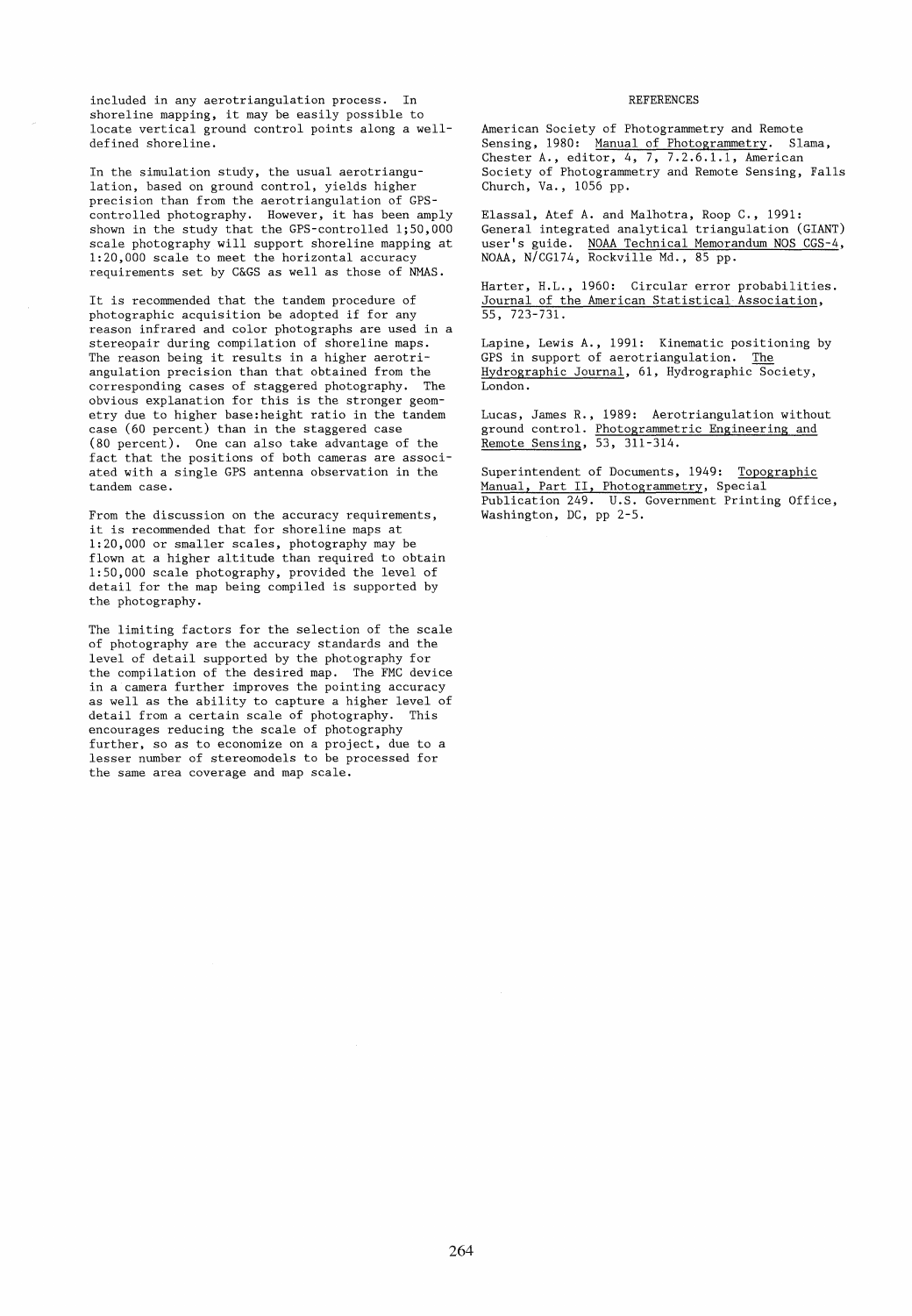included in any aerotriangulation process. In shoreline mapping, it may be easily possible to locate vertical ground control points along a well-defined shoreline.

In the simulation study, the usual aerotriangulation, based on ground control, yields higher precision than from the aerotriangulation of GPS-controlled photography. However, it has been amply shown in the study that the GPS-controlled 1;50,000 scale photography will support shoreline mapping at 1:20,000 scale to meet the horizontal accuracy requirements set by C&GS as well as those of NMAS.

It is recommended that the tandem procedure of photographic acquisition be adopted if for any reason infrared and color photographs are used in a stereopair during compilation of shoreline maps. The reason being it results in a higher aerotriangulation precision than that obtained from the corresponding cases of staggered photography. The obvious explanation for this is the stronger geometry due to higher base:height ratio in the tandem case (60 percent) than in the staggered case (80 percent). One can also take advantage of the fact that the positions of both cameras are associated with a single GPS antenna observation in the tandem case.

From the discussion on the accuracy requirements, it is recommended that for shoreline maps at 1:20,000 or smaller scales, photography may be flown at a higher altitude than required to obtain 1:50,000 scale photography, provided the level of detail for the map being compiled is supported by the photography.

The limiting factors for the selection of the scale of photography are the accuracy standards and the level of detail supported by the photography for the compilation of the desired map. The FMC device in a camera further improves the pointing accuracy as well as the ability to capture a higher level of detail from a certain scale of photography. This encourages reducing the scale of photography further, so as to economize on a project, due to a lesser number of stereomodels to be processed for the same area coverage and map scale.

## REFERENCES

American Society of Photogrammetry and Remote Sensing, 1980: Manual of Photogrammetry. Slama, Chester A., editor, 4, 7, 7.2.6.1.1, American Society of Photogrammetry and Remote Sensing, Falls Church, Va., 1056 pp.

Elassal, Atef A. and Malhotra, Roop C., 1991: General integrated analytical triangulation (GIANT) user's guide. NOAA Technical Memorandum NOS CGS-4, NOAA, N/CG174, Rockville Md., 85 pp.

Harter, H.L., 1960: Circular error probabilities. Journal of the American Statistical Association, 55, 723-731.

Lapine, Lewis A., 1991: Kinematic positioning by GPS in support of aerotriangulation. The Hydrographic Journal, 61, Hydrographic Society, London.

Lucas, James R., 1989: Aerotriangulation without ground control. Photogrammetric Engineering and Remote Sensing, 53, 311-314.

Superintendent of Documents, 1949: Topographic Manual, Part II, Photogrammetry, Special Publication 249. U.S. Government Printing Office, Washington, DC, pp 2-5.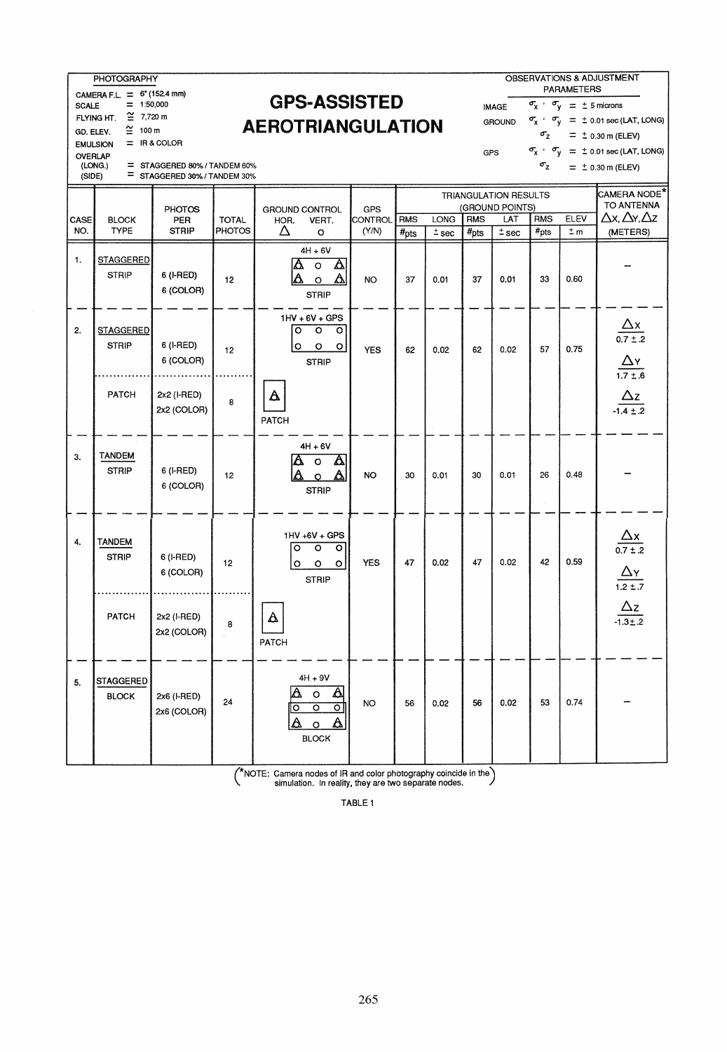# GPS-ASSISTED AEROTRIANGULATION

**PHOTOGRAPHY**

- CAMERA F.L. = 6" (152.4 mm)
- SCALE = 1:50,000
- FLYING HT. ≅ 7,720 m
- GD. ELEV. ≅ 100 m
- EMULSION = IR & COLOR
- OVERLAP
  - (LONG.) = STAGGERED 80% / TANDEM 60%
  - (SIDE) = STAGGERED 30% / TANDEM 30%

**OBSERVATIONS & ADJUSTMENT PARAMETERS**

- IMAGE: $\sigma_x$, $\sigma_y$ = ± 5 microns
- GROUND: $\sigma_x$, $\sigma_y$ = ± 0.01 sec (LAT, LONG); $\sigma_z$ = ± 0.30 m (ELEV)
- GPS: $\sigma_x$, $\sigma_y$ = ± 0.01 sec (LAT, LONG); $\sigma_z$ = ± 0.30 m (ELEV)

| CASE NO. | BLOCK TYPE | PHOTOS PER STRIP | TOTAL PHOTOS | GROUND CONTROL HOR. (△) VERT. (○) | GPS CONTROL (Y/N) | TRIANGULATION RESULTS (GROUND POINTS) RMS LONG #pts | LONG ± sec | RMS LAT #pts | LAT ± sec | RMS ELEV #pts | ELEV ± m | CAMERA NODE* TO ANTENNA $\Delta x, \Delta y, \Delta z$ (METERS) |
|---|---|---|---|---|---|---|---|---|---|---|---|---|
| 1. | STAGGERED STRIP | 6 (I-RED) 6 (COLOR) | 12 | 4H + 6V STRIP | NO | 37 | 0.01 | 37 | 0.01 | 33 | 0.60 | – |
| 2. | STAGGERED STRIP | 6 (I-RED) 6 (COLOR) | 12 | 1HV + 6V + GPS STRIP | YES | 62 | 0.02 | 62 | 0.02 | 57 | 0.75 | $\Delta x$ 0.7 ± .2; $\Delta y$ 1.7 ± .6; $\Delta z$ -1.4 ± .2 |
| | PATCH | 2x2 (I-RED) 2x2 (COLOR) | 8 | PATCH | | | | | | | | |
| 3. | TANDEM STRIP | 6 (I-RED) 6 (COLOR) | 12 | 4H + 6V STRIP | NO | 30 | 0.01 | 30 | 0.01 | 26 | 0.48 | – |
| 4. | TANDEM STRIP | 6 (I-RED) 6 (COLOR) | 12 | 1HV + 6V + GPS STRIP | YES | 47 | 0.02 | 47 | 0.02 | 42 | 0.59 | $\Delta x$ 0.7 ± .2; $\Delta y$ 1.2 ± .7; $\Delta z$ -1.3 ± .2 |
| | PATCH | 2x2 (I-RED) 2x2 (COLOR) | 8 | PATCH | | | | | | | | |
| 5. | STAGGERED BLOCK | 2x6 (I-RED) 2x6 (COLOR) | 24 | 4H + 9V BLOCK | NO | 56 | 0.02 | 56 | 0.02 | 53 | 0.74 | – |

(*NOTE: Camera nodes of IR and color photography coincide in the simulation. In reality, they are two separate nodes.)

TABLE 1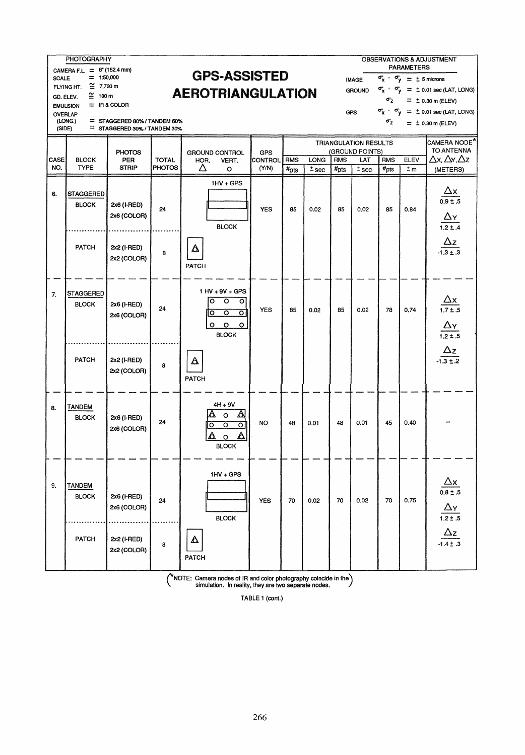# GPS-ASSISTED AEROTRIANGULATION

**PHOTOGRAPHY**

- CAMERA F.L. = 6" (152.4 mm)
- SCALE = 1:50,000
- FLYING HT. ≅ 7,720 m
- GD. ELEV. ≅ 100 m
- EMULSION = IR & COLOR
- OVERLAP
  - (LONG.) = STAGGERED 80% / TANDEM 60%
  - (SIDE) = STAGGERED 30% / TANDEM 30%

**OBSERVATIONS & ADJUSTMENT PARAMETERS**

- IMAGE: $\sigma_x$ , $\sigma_y$ = ± 5 microns
- GROUND: $\sigma_x$ , $\sigma_y$ = ± 0.01 sec (LAT, LONG); $\sigma_z$ = ± 0.30 m (ELEV)
- GPS: $\sigma_x$ , $\sigma_y$ = ± 0.01 sec (LAT, LONG); $\sigma_z$ = ± 0.30 m (ELEV)

| CASE NO. | BLOCK TYPE | PHOTOS PER STRIP | TOTAL PHOTOS | GROUND CONTROL HOR. △ VERT. O | GPS CONTROL (Y/N) | TRIANGULATION RESULTS (GROUND POINTS) RMS #pts | LONG ± sec | RMS #pts | LAT ± sec | RMS #pts | ELEV ± m | CAMERA NODE* TO ANTENNA $\Delta x, \Delta y, \Delta z$ (METERS) |
|---|---|---|---|---|---|---|---|---|---|---|---|---|
| 6. | STAGGERED BLOCK | 2x6 (I-RED) 2x6 (COLOR) | 24 | 1HV + GPS BLOCK | YES | 85 | 0.02 | 85 | 0.02 | 85 | 0.84 | $\Delta x$ 0.9 ± .5 |
| | PATCH | 2x2 (I-RED) 2x2 (COLOR) | 8 | PATCH | | | | | | | | $\Delta y$ 1.2 ± .4; $\Delta z$ -1.3 ± .3 |
| 7. | STAGGERED BLOCK | 2x6 (I-RED) 2x6 (COLOR) | 24 | 1 HV + 9V + GPS BLOCK | YES | 85 | 0.02 | 85 | 0.02 | 78 | 0.74 | $\Delta x$ 1.7 ± .5 |
| | PATCH | 2x2 (I-RED) 2x2 (COLOR) | 8 | PATCH | | | | | | | | $\Delta y$ 1.2 ± .5; $\Delta z$ -1.3 ± .2 |
| 8. | TANDEM BLOCK | 2x6 (I-RED) 2x6 (COLOR) | 24 | 4H + 9V BLOCK | NO | 48 | 0.01 | 48 | 0.01 | 45 | 0.40 | – |
| 9. | TANDEM BLOCK | 2x6 (I-RED) 2x6 (COLOR) | 24 | 1HV + GPS BLOCK | YES | 70 | 0.02 | 70 | 0.02 | 70 | 0.75 | $\Delta x$ 0.8 ± .5 |
| | PATCH | 2x2 (I-RED) 2x2 (COLOR) | 8 | PATCH | | | | | | | | $\Delta y$ 1.2 ± .5; $\Delta z$ -1.4 ± .3 |

(*NOTE: Camera nodes of IR and color photography coincide in the simulation. In reality, they are two separate nodes.)

TABLE 1 (cont.)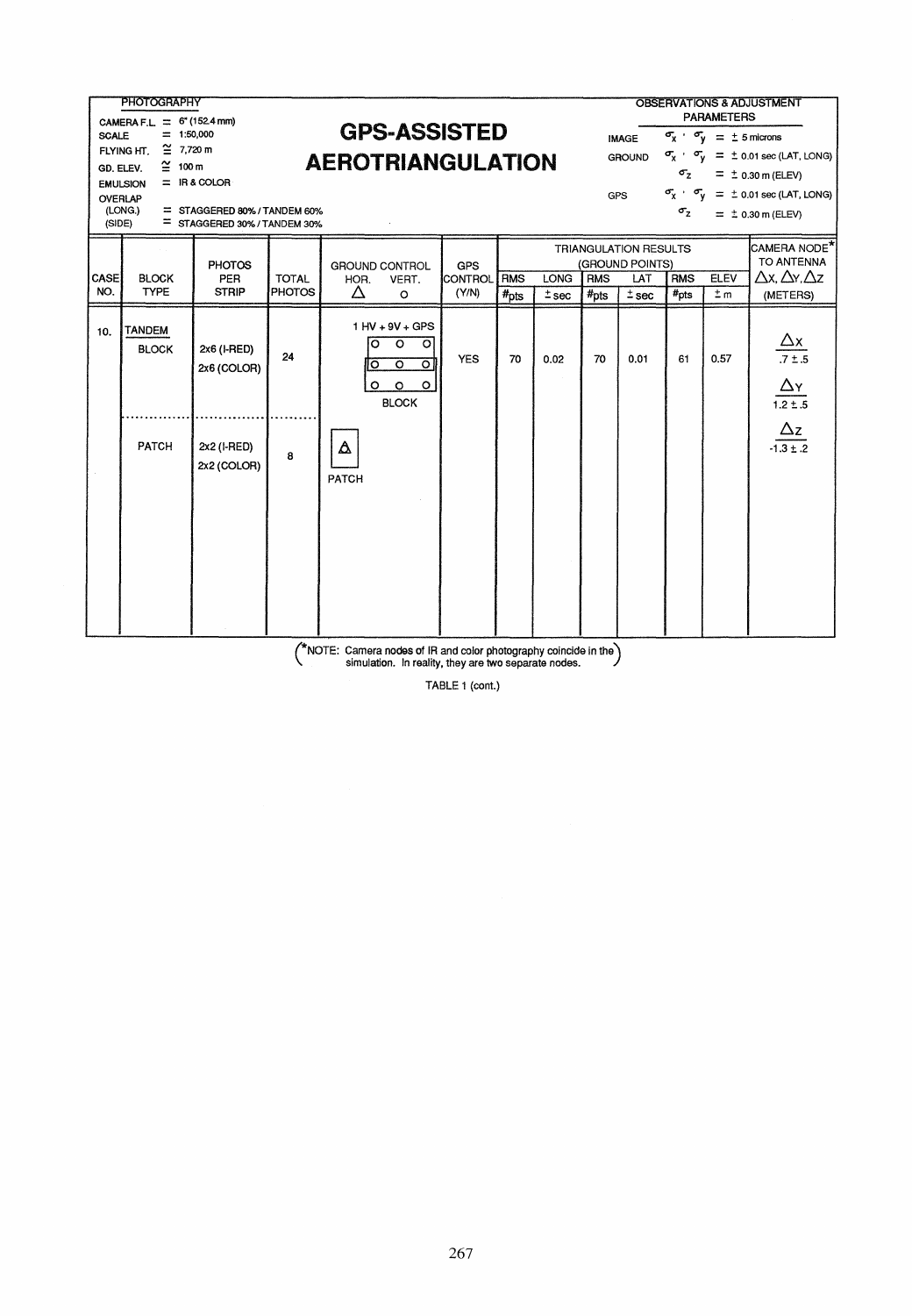**PHOTOGRAPHY**

CAMERA F.L. = 6" (152.4 mm)
SCALE = 1:50,000
FLYING HT. ≅ 7,720 m
GD. ELEV. ≅ 100 m
EMULSION = IR & COLOR
OVERLAP
(LONG.) = STAGGERED 80% / TANDEM 60%
(SIDE) = STAGGERED 30% / TANDEM 30%

# GPS-ASSISTED AEROTRIANGULATION

**OBSERVATIONS & ADJUSTMENT PARAMETERS**

IMAGE $\sigma_x$ , $\sigma_y$ = ± 5 microns
GROUND $\sigma_x$ , $\sigma_y$ = ± 0.01 sec (LAT, LONG)
$\sigma_z$ = ± 0.30 m (ELEV)
GPS $\sigma_x$ , $\sigma_y$ = ± 0.01 sec (LAT, LONG)
$\sigma_z$ = ± 0.30 m (ELEV)

| CASE NO. | BLOCK TYPE | PHOTOS PER STRIP | TOTAL PHOTOS | GROUND CONTROL HOR. △ VERT. ○ | GPS CONTROL (Y/N) | TRIANGULATION RESULTS (GROUND POINTS) RMS #pts | LONG ± sec | RMS #pts | LAT ± sec | RMS #pts | ELEV ± m | CAMERA NODE* TO ANTENNA $\Delta X, \Delta Y, \Delta Z$ (METERS) |
|---|---|---|---|---|---|---|---|---|---|---|---|---|
| 10. | TANDEM BLOCK | 2x6 (I-RED) 2x6 (COLOR) | 24 | 1 HV + 9V + GPS BLOCK | YES | 70 | 0.02 | 70 | 0.01 | 61 | 0.57 | $\Delta X$: .7 ± .5; $\Delta Y$: 1.2 ± .5; $\Delta Z$: -1.3 ± .2 |
| | PATCH | 2x2 (I-RED) 2x2 (COLOR) | 8 | PATCH | | | | | | | | |

(*NOTE: Camera nodes of IR and color photography coincide in the simulation. In reality, they are two separate nodes.)

TABLE 1 (cont.)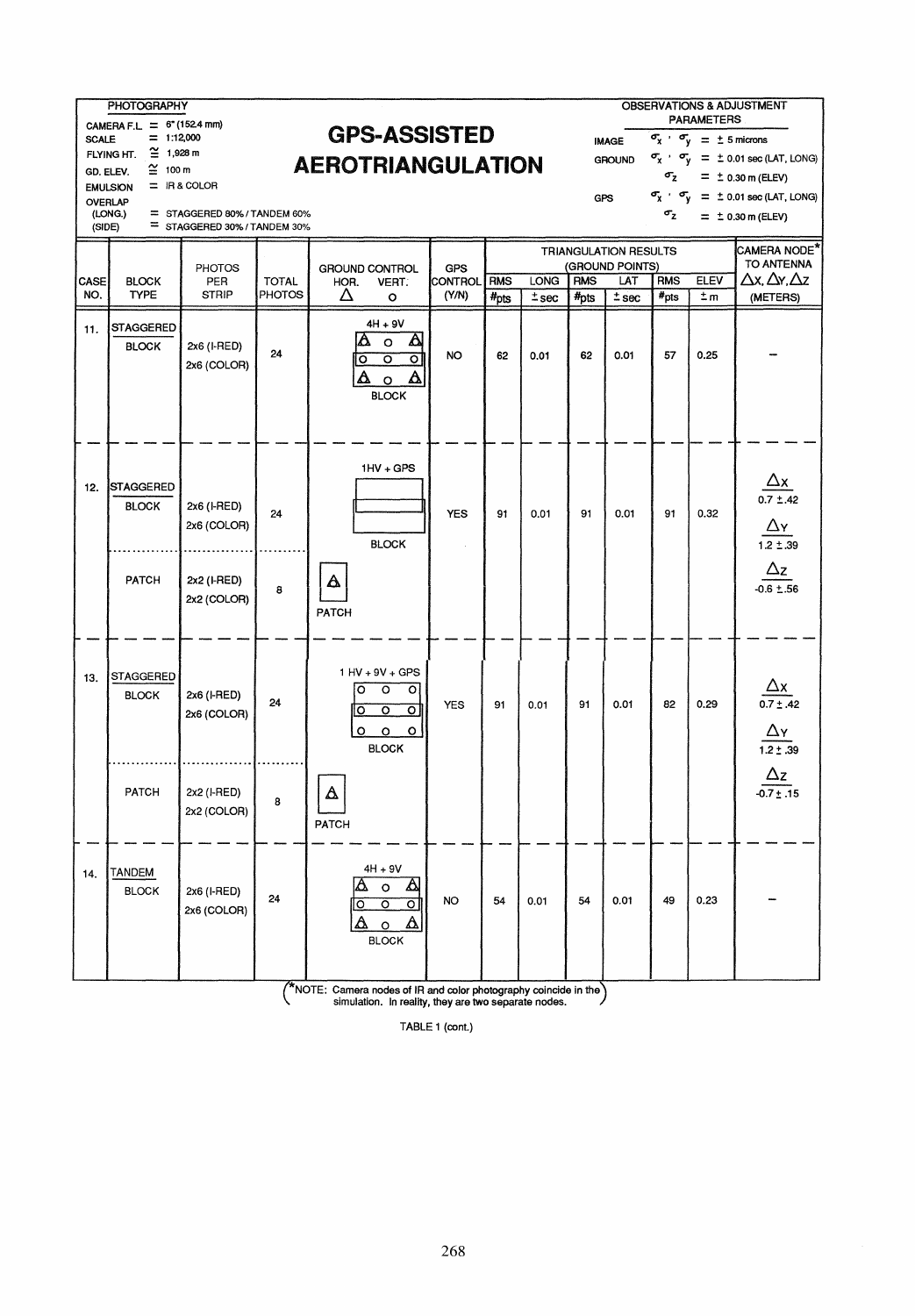# GPS-ASSISTED AEROTRIANGULATION

**PHOTOGRAPHY**

- CAMERA F.L. = 6" (152.4 mm)
- SCALE = 1:12,000
- FLYING HT. ≅ 1,928 m
- GD. ELEV. ≅ 100 m
- EMULSION = IR & COLOR
- OVERLAP
  - (LONG.) = STAGGERED 80% / TANDEM 60%
  - (SIDE) = STAGGERED 30% / TANDEM 30%

**OBSERVATIONS & ADJUSTMENT PARAMETERS**

- IMAGE $\sigma_x$ , $\sigma_y$ = ± 5 microns
- GROUND $\sigma_x$ , $\sigma_y$ = ± 0.01 sec (LAT, LONG)
  - $\sigma_z$ = ± 0.30 m (ELEV)
- GPS $\sigma_x$ , $\sigma_y$ = ± 0.01 sec (LAT, LONG)
  - $\sigma_z$ = ± 0.30 m (ELEV)

| CASE NO. | BLOCK TYPE | PHOTOS PER STRIP | TOTAL PHOTOS | GROUND CONTROL HOR. Δ VERT. O | GPS CONTROL (Y/N) | TRIANGULATION RESULTS (GROUND POINTS) RMS #pts | LONG ± sec | RMS #pts | LAT ± sec | RMS #pts | ELEV ± m | CAMERA NODE* TO ANTENNA Δx, Δy, Δz (METERS) |
|---|---|---|---|---|---|---|---|---|---|---|---|---|
| 11. | STAGGERED BLOCK | 2x6 (I-RED) 2x6 (COLOR) | 24 | 4H + 9V BLOCK | NO | 62 | 0.01 | 62 | 0.01 | 57 | 0.25 | – |
| 12. | STAGGERED BLOCK | 2x6 (I-RED) 2x6 (COLOR) | 24 | 1HV + GPS BLOCK | YES | 91 | 0.01 | 91 | 0.01 | 91 | 0.32 | Δx 0.7 ±.42; Δy 1.2 ±.39; Δz -0.6 ±.56 |
| | PATCH | 2x2 (I-RED) 2x2 (COLOR) | 8 | PATCH | | | | | | | | |
| 13. | STAGGERED BLOCK | 2x6 (I-RED) 2x6 (COLOR) | 24 | 1 HV + 9V + GPS BLOCK | YES | 91 | 0.01 | 91 | 0.01 | 82 | 0.29 | Δx 0.7 ±.42; Δy 1.2 ±.39; Δz -0.7 ±.15 |
| | PATCH | 2x2 (I-RED) 2x2 (COLOR) | 8 | PATCH | | | | | | | | |
| 14. | TANDEM BLOCK | 2x6 (I-RED) 2x6 (COLOR) | 24 | 4H + 9V BLOCK | NO | 54 | 0.01 | 54 | 0.01 | 49 | 0.23 | – |

(*NOTE: Camera nodes of IR and color photography coincide in the simulation. In reality, they are two separate nodes.)

TABLE 1 (cont.)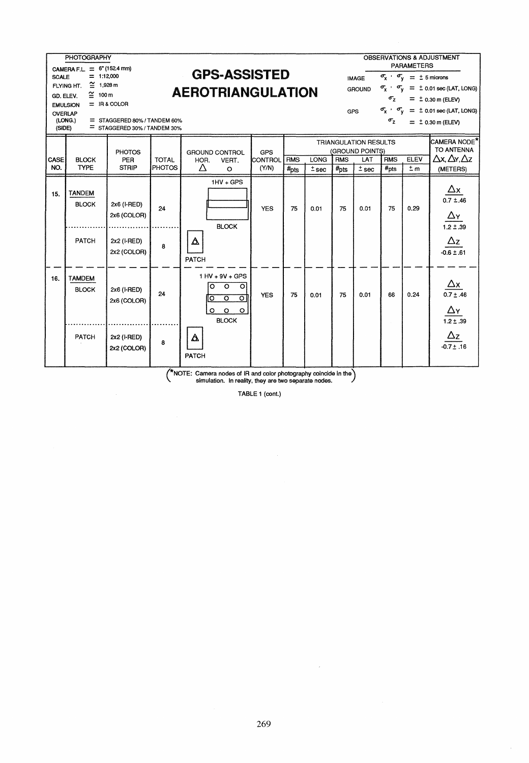# GPS-ASSISTED AEROTRIANGULATION

**PHOTOGRAPHY**

- CAMERA F.L. = 6" (152.4 mm)
- SCALE = 1:12,000
- FLYING HT. ≅ 1,928 m
- GD. ELEV. ≅ 100 m
- EMULSION = IR & COLOR
- OVERLAP
  - (LONG.) = STAGGERED 80% / TANDEM 60%
  - (SIDE) = STAGGERED 30% / TANDEM 30%

**OBSERVATIONS & ADJUSTMENT PARAMETERS**

- IMAGE $\sigma_x$, $\sigma_y$ = ± 5 microns
- GROUND $\sigma_x$, $\sigma_y$ = ± 0.01 sec (LAT, LONG)
  - $\sigma_z$ = ± 0.30 m (ELEV)
- GPS $\sigma_x$, $\sigma_y$ = ± 0.01 sec (LAT, LONG)
  - $\sigma_z$ = ± 0.30 m (ELEV)

| CASE NO. | BLOCK TYPE | PHOTOS PER STRIP | TOTAL PHOTOS | GROUND CONTROL HOR. △ VERT. ○ | GPS CONTROL (Y/N) | TRIANGULATION RESULTS (GROUND POINTS) | | | | | | CAMERA NODE* TO ANTENNA $\Delta x, \Delta y, \Delta z$ (METERS) |
|---|---|---|---|---|---|---|---|---|---|---|---|---|
| | | | | | | RMS #pts | LONG ± sec | RMS #pts | LAT ± sec | RMS #pts | ELEV ± m | |
| 15. | TANDEM BLOCK | 2x6 (I-RED) 2x6 (COLOR) | 24 | 1HV + GPS BLOCK | YES | 75 | 0.01 | 75 | 0.01 | 75 | 0.29 | $\Delta x$ 0.7 ±.46; $\Delta y$ 1.2 ±.39; $\Delta z$ -0.6 ±.61 |
| | PATCH | 2x2 (I-RED) 2x2 (COLOR) | 8 | PATCH | | | | | | | | |
| 16. | TAMDEM BLOCK | 2x6 (I-RED) 2x6 (COLOR) | 24 | 1 HV + 9V + GPS BLOCK | YES | 75 | 0.01 | 75 | 0.01 | 66 | 0.24 | $\Delta x$ 0.7 ±.46; $\Delta y$ 1.2 ±.39; $\Delta z$ -0.7 ±.16 |
| | PATCH | 2x2 (I-RED) 2x2 (COLOR) | 8 | PATCH | | | | | | | | |

(*NOTE: Camera nodes of IR and color photography coincide in the simulation. In reality, they are two separate nodes.)

TABLE 1 (cont.)